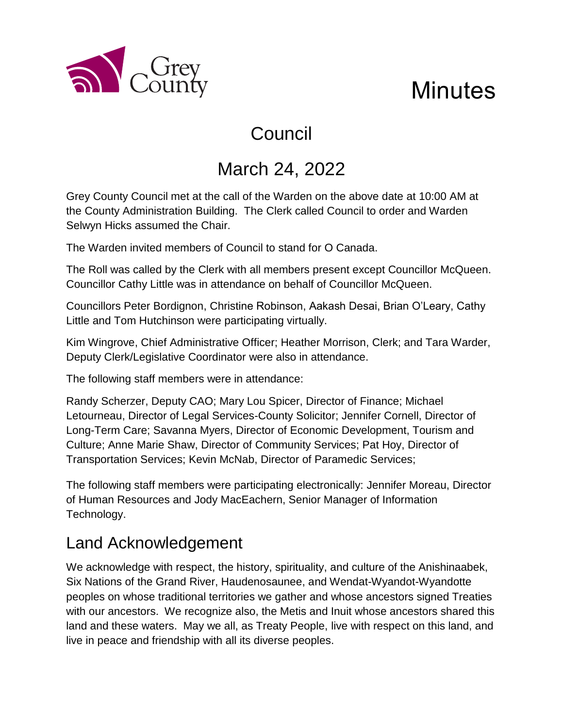Grey County

# Minutes

## Council

## March 24, 2022

Grey County Council met at the call of the Warden on the above date at 10:00 AM at the County Administration Building. The Clerk called Council to order and Warden Selwyn Hicks assumed the Chair.

The Warden invited members of Council to stand for O Canada.

The Roll was called by the Clerk with all members present except Councillor McQueen. Councillor Cathy Little was in attendance on behalf of Councillor McQueen.

Councillors Peter Bordignon, Christine Robinson, Aakash Desai, Brian O'Leary, Cathy Little and Tom Hutchinson were participating virtually.

Kim Wingrove, Chief Administrative Officer; Heather Morrison, Clerk; and Tara Warder, Deputy Clerk/Legislative Coordinator were also in attendance.

The following staff members were in attendance:

Randy Scherzer, Deputy CAO; Mary Lou Spicer, Director of Finance; Michael Letourneau, Director of Legal Services-County Solicitor; Jennifer Cornell, Director of Long-Term Care; Savanna Myers, Director of Economic Development, Tourism and Culture; Anne Marie Shaw, Director of Community Services; Pat Hoy, Director of Transportation Services; Kevin McNab, Director of Paramedic Services;

The following staff members were participating electronically: Jennifer Moreau, Director of Human Resources and Jody MacEachern, Senior Manager of Information Technology.

## Land Acknowledgement

We acknowledge with respect, the history, spirituality, and culture of the Anishinaabek, Six Nations of the Grand River, Haudenosaunee, and Wendat-Wyandot-Wyandotte peoples on whose traditional territories we gather and whose ancestors signed Treaties with our ancestors. We recognize also, the Metis and Inuit whose ancestors shared this land and these waters. May we all, as Treaty People, live with respect on this land, and live in peace and friendship with all its diverse peoples.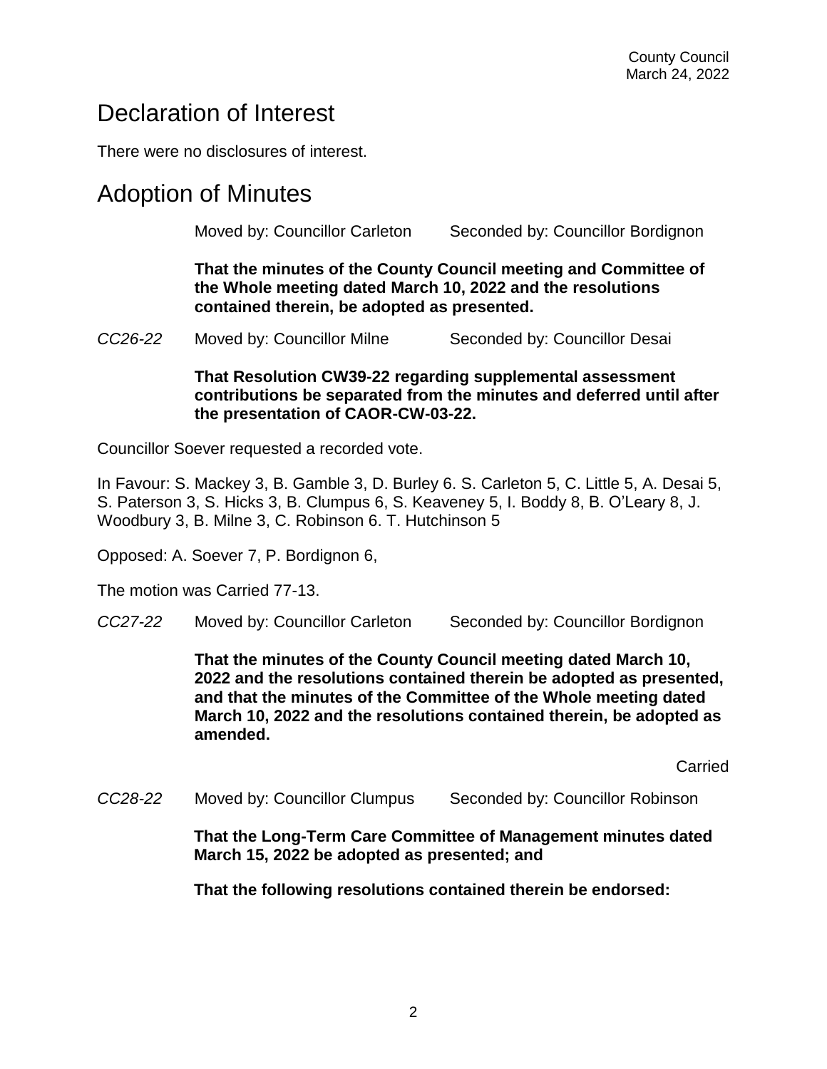## Declaration of Interest

There were no disclosures of interest.

## Adoption of Minutes

Moved by: Councillor Carleton Seconded by: Councillor Bordignon

**That the minutes of the County Council meeting and Committee of the Whole meeting dated March 10, 2022 and the resolutions contained therein, be adopted as presented.**

*CC26-22* Moved by: Councillor Milne Seconded by: Councillor Desai

**That Resolution CW39-22 regarding supplemental assessment contributions be separated from the minutes and deferred until after the presentation of CAOR-CW-03-22.**

Councillor Soever requested a recorded vote.

In Favour: S. Mackey 3, B. Gamble 3, D. Burley 6. S. Carleton 5, C. Little 5, A. Desai 5, S. Paterson 3, S. Hicks 3, B. Clumpus 6, S. Keaveney 5, I. Boddy 8, B. O'Leary 8, J. Woodbury 3, B. Milne 3, C. Robinson 6. T. Hutchinson 5

Opposed: A. Soever 7, P. Bordignon 6,

The motion was Carried 77-13.

*CC27-22* Moved by: Councillor Carleton Seconded by: Councillor Bordignon

**That the minutes of the County Council meeting dated March 10, 2022 and the resolutions contained therein be adopted as presented, and that the minutes of the Committee of the Whole meeting dated March 10, 2022 and the resolutions contained therein, be adopted as amended.**

Carried

*CC28-22* Moved by: Councillor Clumpus Seconded by: Councillor Robinson

**That the Long-Term Care Committee of Management minutes dated March 15, 2022 be adopted as presented; and**

**That the following resolutions contained therein be endorsed:**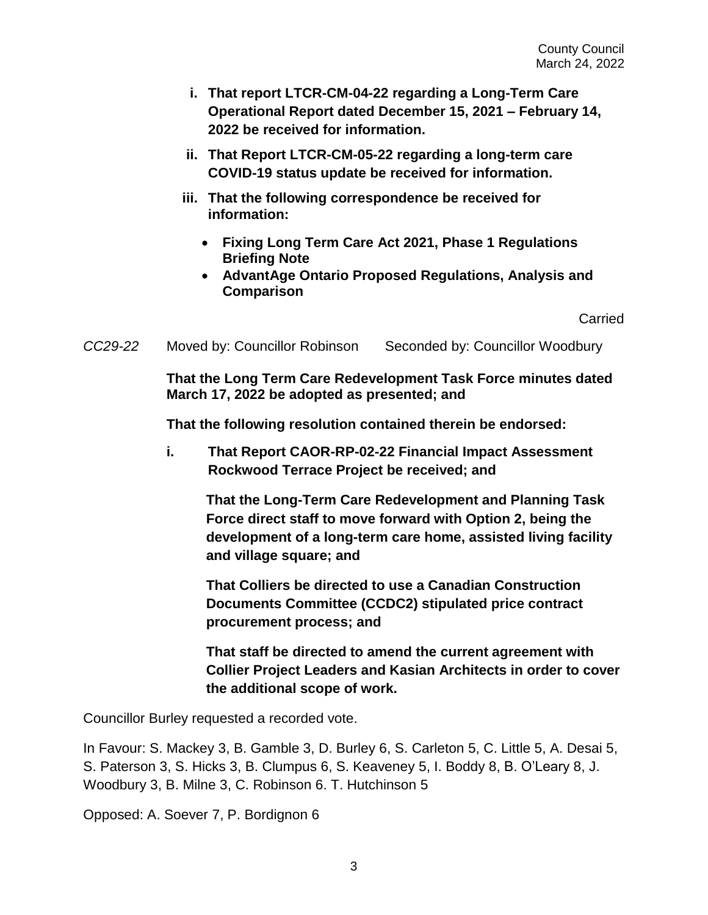**i. That report LTCR-CM-04-22 regarding a Long-Term Care Operational Report dated December 15, 2021 – February 14, 2022 be received for information.**

**ii. That Report LTCR-CM-05-22 regarding a long-term care COVID-19 status update be received for information.**

**iii. That the following correspondence be received for information:**

- **Fixing Long Term Care Act 2021, Phase 1 Regulations Briefing Note**
- **AdvantAge Ontario Proposed Regulations, Analysis and Comparison**

Carried

*CC29-22* Moved by: Councillor Robinson Seconded by: Councillor Woodbury

**That the Long Term Care Redevelopment Task Force minutes dated March 17, 2022 be adopted as presented; and**

**That the following resolution contained therein be endorsed:**

**i. That Report CAOR-RP-02-22 Financial Impact Assessment Rockwood Terrace Project be received; and**

**That the Long-Term Care Redevelopment and Planning Task Force direct staff to move forward with Option 2, being the development of a long-term care home, assisted living facility and village square; and**

**That Colliers be directed to use a Canadian Construction Documents Committee (CCDC2) stipulated price contract procurement process; and**

**That staff be directed to amend the current agreement with Collier Project Leaders and Kasian Architects in order to cover the additional scope of work.**

Councillor Burley requested a recorded vote.

In Favour: S. Mackey 3, B. Gamble 3, D. Burley 6, S. Carleton 5, C. Little 5, A. Desai 5, S. Paterson 3, S. Hicks 3, B. Clumpus 6, S. Keaveney 5, I. Boddy 8, B. O'Leary 8, J. Woodbury 3, B. Milne 3, C. Robinson 6. T. Hutchinson 5

Opposed: A. Soever 7, P. Bordignon 6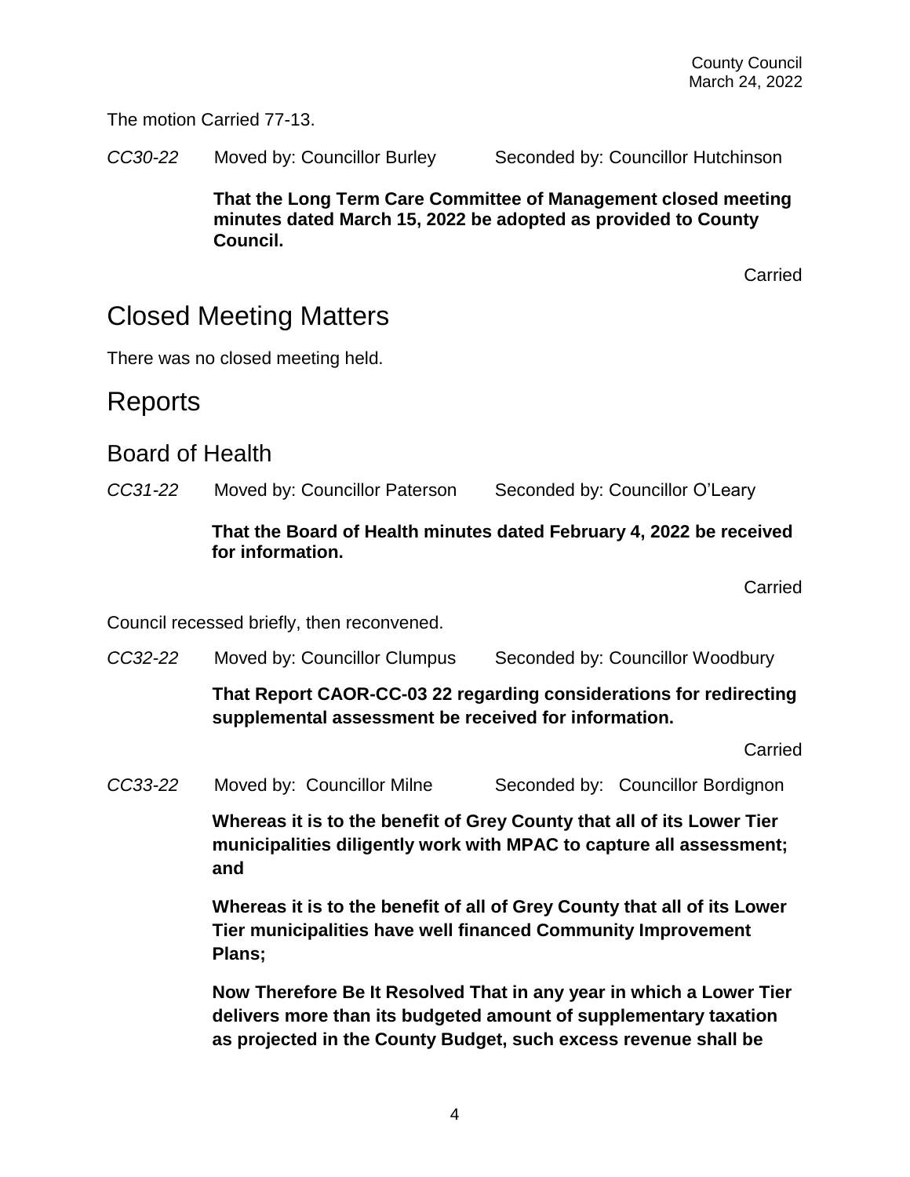The motion Carried 77-13.

*CC30-22* Moved by: Councillor Burley Seconded by: Councillor Hutchinson

**That the Long Term Care Committee of Management closed meeting minutes dated March 15, 2022 be adopted as provided to County Council.**

Carried

# Closed Meeting Matters

There was no closed meeting held.

# Reports

## Board of Health

*CC31-22* Moved by: Councillor Paterson Seconded by: Councillor O'Leary

**That the Board of Health minutes dated February 4, 2022 be received for information.**

Carried

Council recessed briefly, then reconvened.

*CC32-22* Moved by: Councillor Clumpus Seconded by: Councillor Woodbury

**That Report CAOR-CC-03 22 regarding considerations for redirecting supplemental assessment be received for information.**

Carried

*CC33-22* Moved by: Councillor Milne Seconded by: Councillor Bordignon

**Whereas it is to the benefit of Grey County that all of its Lower Tier municipalities diligently work with MPAC to capture all assessment; and**

**Whereas it is to the benefit of all of Grey County that all of its Lower Tier municipalities have well financed Community Improvement Plans;**

**Now Therefore Be It Resolved That in any year in which a Lower Tier delivers more than its budgeted amount of supplementary taxation as projected in the County Budget, such excess revenue shall be**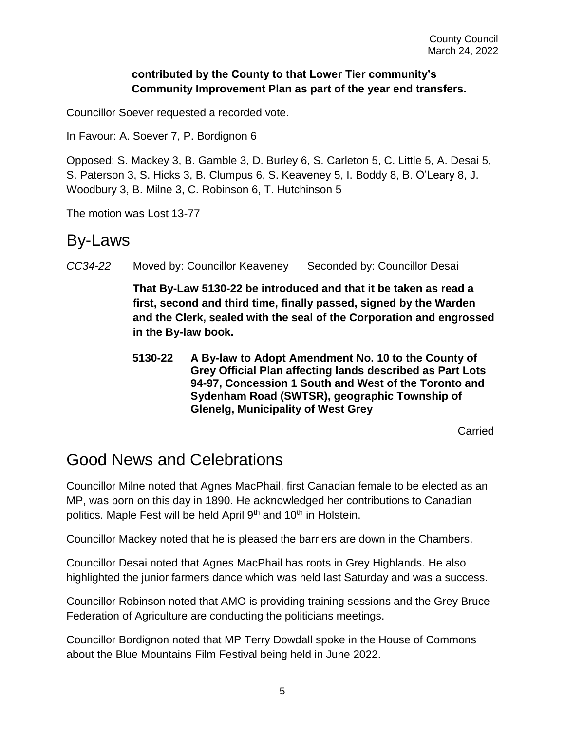**contributed by the County to that Lower Tier community's Community Improvement Plan as part of the year end transfers.**

Councillor Soever requested a recorded vote.

In Favour: A. Soever 7, P. Bordignon 6

Opposed: S. Mackey 3, B. Gamble 3, D. Burley 6, S. Carleton 5, C. Little 5, A. Desai 5, S. Paterson 3, S. Hicks 3, B. Clumpus 6, S. Keaveney 5, I. Boddy 8, B. O'Leary 8, J. Woodbury 3, B. Milne 3, C. Robinson 6, T. Hutchinson 5

The motion was Lost 13-77

# By-Laws

*CC34-22* Moved by: Councillor Keaveney Seconded by: Councillor Desai

**That By-Law 5130-22 be introduced and that it be taken as read a first, second and third time, finally passed, signed by the Warden and the Clerk, sealed with the seal of the Corporation and engrossed in the By-law book.**

**5130-22 A By-law to Adopt Amendment No. 10 to the County of Grey Official Plan affecting lands described as Part Lots 94-97, Concession 1 South and West of the Toronto and Sydenham Road (SWTSR), geographic Township of Glenelg, Municipality of West Grey**

Carried

# Good News and Celebrations

Councillor Milne noted that Agnes MacPhail, first Canadian female to be elected as an MP, was born on this day in 1890. He acknowledged her contributions to Canadian politics. Maple Fest will be held April 9th and 10th in Holstein.

Councillor Mackey noted that he is pleased the barriers are down in the Chambers.

Councillor Desai noted that Agnes MacPhail has roots in Grey Highlands. He also highlighted the junior farmers dance which was held last Saturday and was a success.

Councillor Robinson noted that AMO is providing training sessions and the Grey Bruce Federation of Agriculture are conducting the politicians meetings.

Councillor Bordignon noted that MP Terry Dowdall spoke in the House of Commons about the Blue Mountains Film Festival being held in June 2022.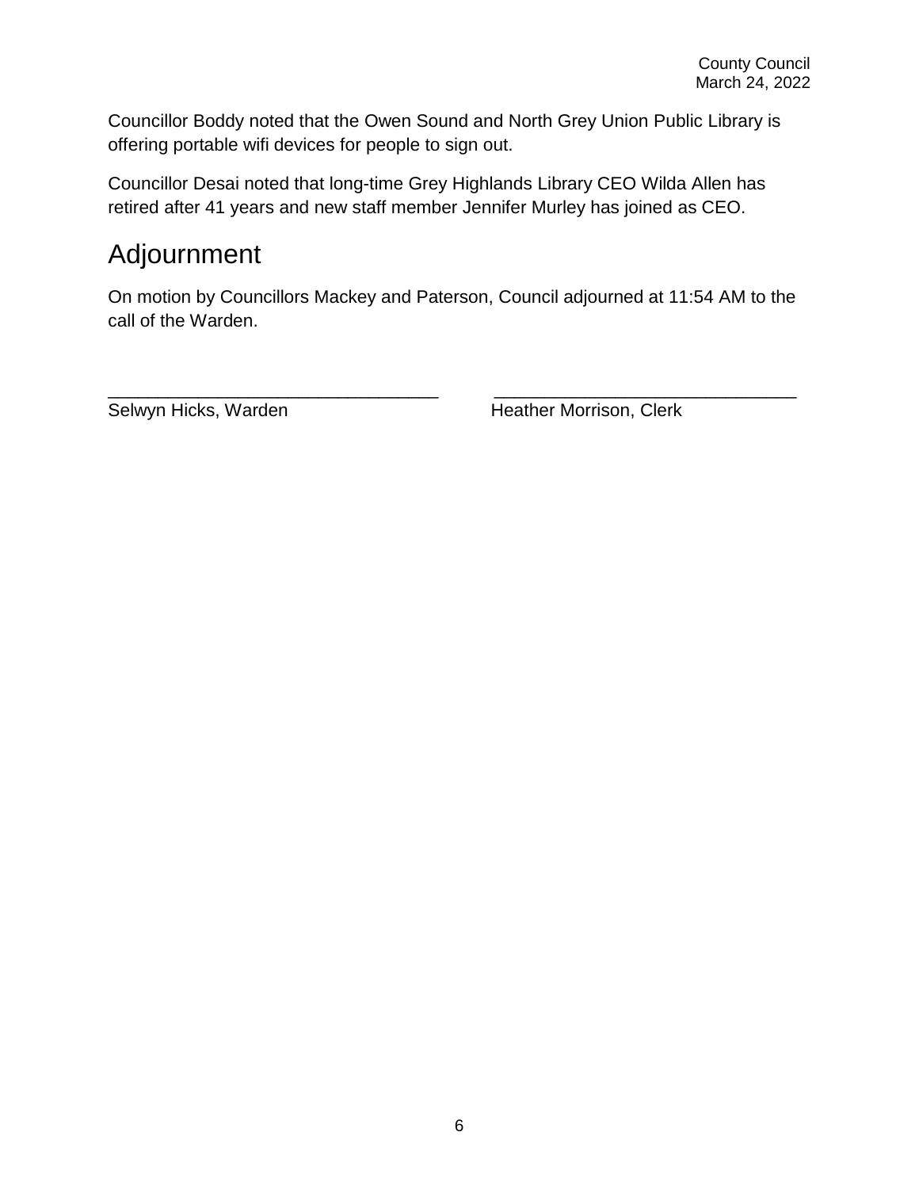Councillor Boddy noted that the Owen Sound and North Grey Union Public Library is offering portable wifi devices for people to sign out.

Councillor Desai noted that long-time Grey Highlands Library CEO Wilda Allen has retired after 41 years and new staff member Jennifer Murley has joined as CEO.

# Adjournment

On motion by Councillors Mackey and Paterson, Council adjourned at 11:54 AM to the call of the Warden.

| | |
|---|---|
| ______________________________ | ______________________________ |
| Selwyn Hicks, Warden | Heather Morrison, Clerk |